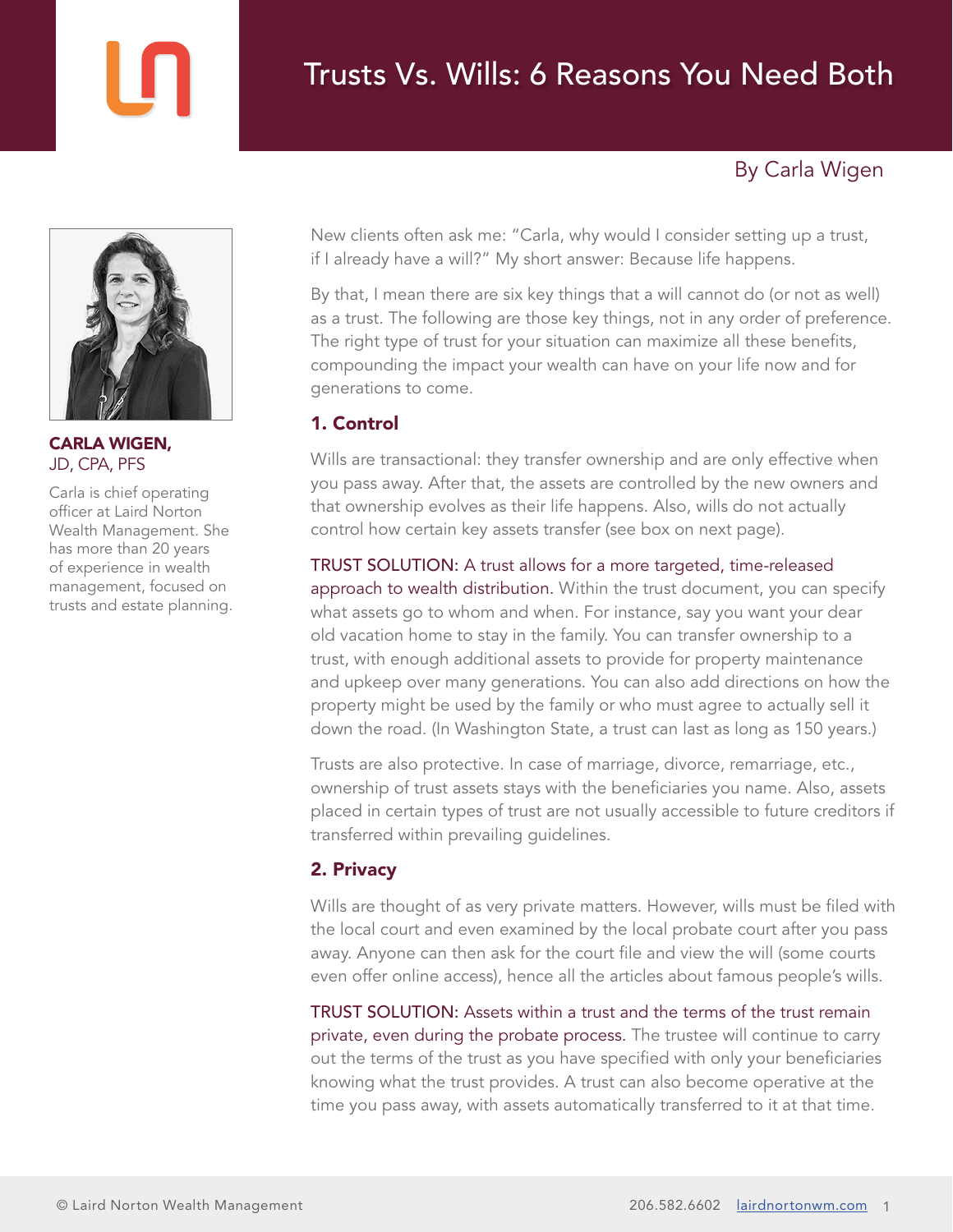# Trusts Vs. Wills: 6 Reasons You Need Both

By Carla Wigen

**CARLA WIGEN,**
JD, CPA, PFS

Carla is chief operating officer at Laird Norton Wealth Management. She has more than 20 years of experience in wealth management, focused on trusts and estate planning.

New clients often ask me: "Carla, why would I consider setting up a trust, if I already have a will?" My short answer: Because life happens.

By that, I mean there are six key things that a will cannot do (or not as well) as a trust. The following are those key things, not in any order of preference. The right type of trust for your situation can maximize all these benefits, compounding the impact your wealth can have on your life now and for generations to come.

## 1. Control

Wills are transactional: they transfer ownership and are only effective when you pass away. After that, the assets are controlled by the new owners and that ownership evolves as their life happens. Also, wills do not actually control how certain key assets transfer (see box on next page).

TRUST SOLUTION: A trust allows for a more targeted, time-released approach to wealth distribution. Within the trust document, you can specify what assets go to whom and when. For instance, say you want your dear old vacation home to stay in the family. You can transfer ownership to a trust, with enough additional assets to provide for property maintenance and upkeep over many generations. You can also add directions on how the property might be used by the family or who must agree to actually sell it down the road. (In Washington State, a trust can last as long as 150 years.)

Trusts are also protective. In case of marriage, divorce, remarriage, etc., ownership of trust assets stays with the beneficiaries you name. Also, assets placed in certain types of trust are not usually accessible to future creditors if transferred within prevailing guidelines.

## 2. Privacy

Wills are thought of as very private matters. However, wills must be filed with the local court and even examined by the local probate court after you pass away. Anyone can then ask for the court file and view the will (some courts even offer online access), hence all the articles about famous people's wills.

TRUST SOLUTION: Assets within a trust and the terms of the trust remain private, even during the probate process. The trustee will continue to carry out the terms of the trust as you have specified with only your beneficiaries knowing what the trust provides. A trust can also become operative at the time you pass away, with assets automatically transferred to it at that time.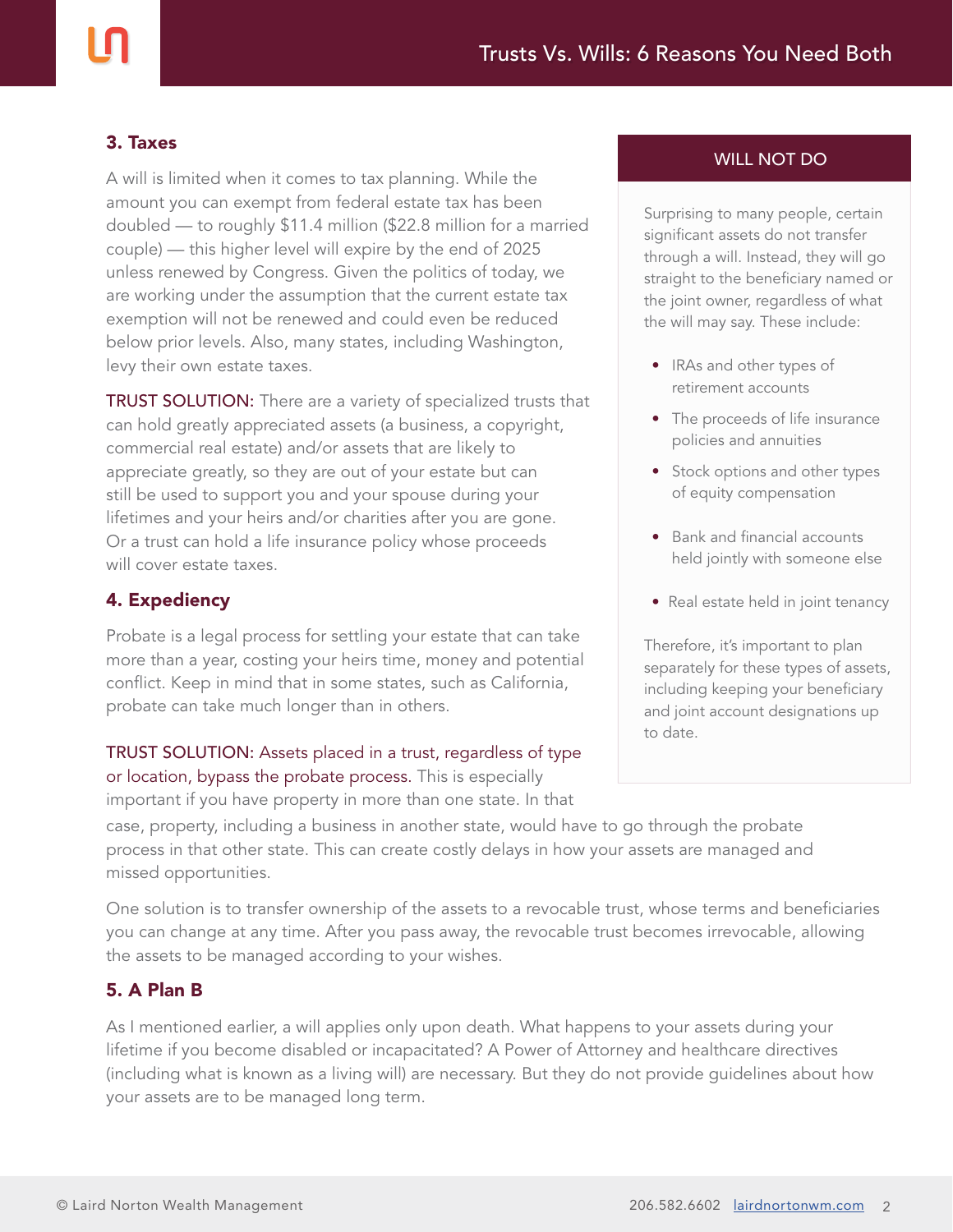### 3. Taxes

A will is limited when it comes to tax planning. While the amount you can exempt from federal estate tax has been doubled — to roughly $11.4 million ($22.8 million for a married couple) — this higher level will expire by the end of 2025 unless renewed by Congress. Given the politics of today, we are working under the assumption that the current estate tax exemption will not be renewed and could even be reduced below prior levels. Also, many states, including Washington, levy their own estate taxes.

TRUST SOLUTION: There are a variety of specialized trusts that can hold greatly appreciated assets (a business, a copyright, commercial real estate) and/or assets that are likely to appreciate greatly, so they are out of your estate but can still be used to support you and your spouse during your lifetimes and your heirs and/or charities after you are gone. Or a trust can hold a life insurance policy whose proceeds will cover estate taxes.

### 4. Expediency

Probate is a legal process for settling your estate that can take more than a year, costing your heirs time, money and potential conflict. Keep in mind that in some states, such as California, probate can take much longer than in others.

TRUST SOLUTION: Assets placed in a trust, regardless of type or location, bypass the probate process. This is especially important if you have property in more than one state. In that case, property, including a business in another state, would have to go through the probate process in that other state. This can create costly delays in how your assets are managed and missed opportunities.

One solution is to transfer ownership of the assets to a revocable trust, whose terms and beneficiaries you can change at any time. After you pass away, the revocable trust becomes irrevocable, allowing the assets to be managed according to your wishes.

### 5. A Plan B

As I mentioned earlier, a will applies only upon death. What happens to your assets during your lifetime if you become disabled or incapacitated? A Power of Attorney and healthcare directives (including what is known as a living will) are necessary. But they do not provide guidelines about how your assets are to be managed long term.

---

**WILL NOT DO**

Surprising to many people, certain significant assets do not transfer through a will. Instead, they will go straight to the beneficiary named or the joint owner, regardless of what the will may say. These include:

- IRAs and other types of retirement accounts
- The proceeds of life insurance policies and annuities
- Stock options and other types of equity compensation
- Bank and financial accounts held jointly with someone else
- Real estate held in joint tenancy

Therefore, it's important to plan separately for these types of assets, including keeping your beneficiary and joint account designations up to date.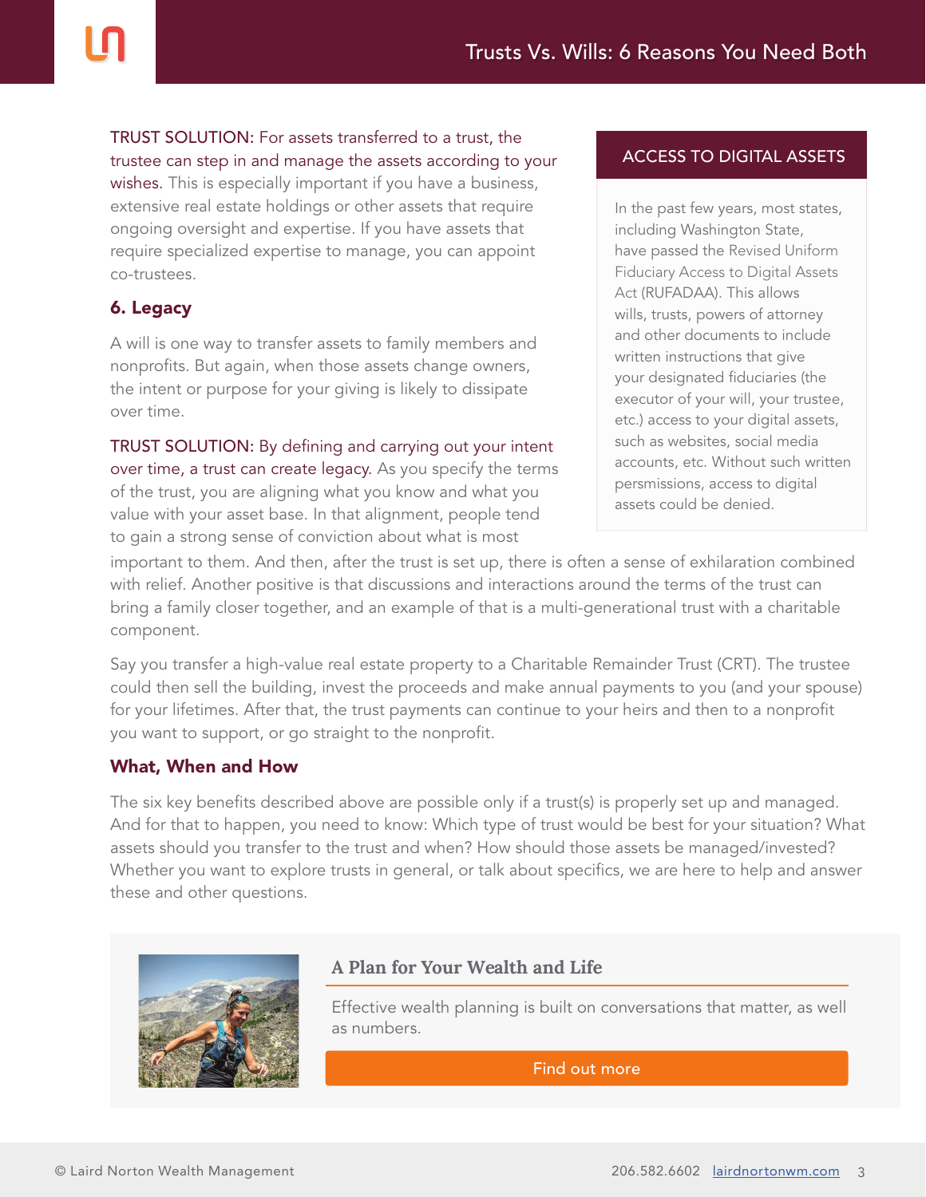TRUST SOLUTION: For assets transferred to a trust, the trustee can step in and manage the assets according to your wishes. This is especially important if you have a business, extensive real estate holdings or other assets that require ongoing oversight and expertise. If you have assets that require specialized expertise to manage, you can appoint co-trustees.

### 6. Legacy

A will is one way to transfer assets to family members and nonprofits. But again, when those assets change owners, the intent or purpose for your giving is likely to dissipate over time.

TRUST SOLUTION: By defining and carrying out your intent over time, a trust can create legacy. As you specify the terms of the trust, you are aligning what you know and what you value with your asset base. In that alignment, people tend to gain a strong sense of conviction about what is most important to them. And then, after the trust is set up, there is often a sense of exhilaration combined with relief. Another positive is that discussions and interactions around the terms of the trust can bring a family closer together, and an example of that is a multi-generational trust with a charitable component.

Say you transfer a high-value real estate property to a Charitable Remainder Trust (CRT). The trustee could then sell the building, invest the proceeds and make annual payments to you (and your spouse) for your lifetimes. After that, the trust payments can continue to your heirs and then to a nonprofit you want to support, or go straight to the nonprofit.

#### ACCESS TO DIGITAL ASSETS

In the past few years, most states, including Washington State, have passed the Revised Uniform Fiduciary Access to Digital Assets Act (RUFADAA). This allows wills, trusts, powers of attorney and other documents to include written instructions that give your designated fiduciaries (the executor of your will, your trustee, etc.) access to your digital assets, such as websites, social media accounts, etc. Without such written persmissions, access to digital assets could be denied.

### What, When and How

The six key benefits described above are possible only if a trust(s) is properly set up and managed. And for that to happen, you need to know: Which type of trust would be best for your situation? What assets should you transfer to the trust and when? How should those assets be managed/invested? Whether you want to explore trusts in general, or talk about specifics, we are here to help and answer these and other questions.

#### A Plan for Your Wealth and Life

Effective wealth planning is built on conversations that matter, as well as numbers.

Find out more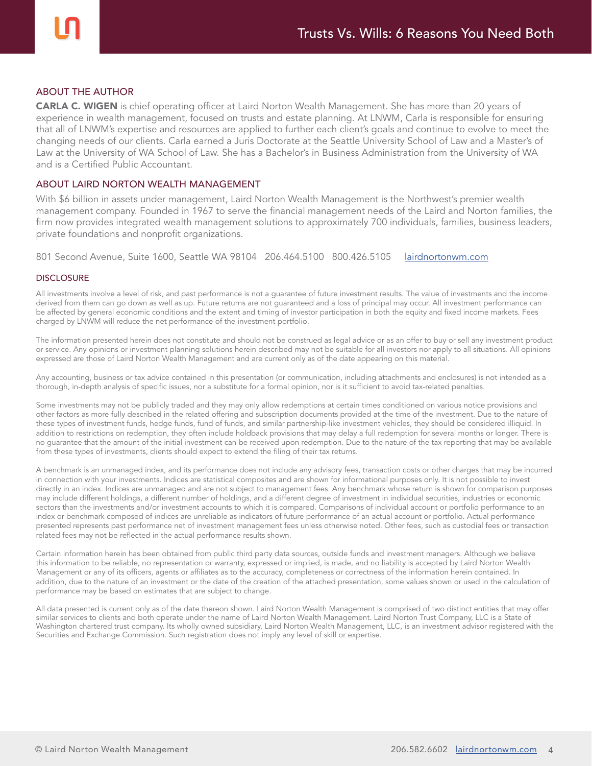## ABOUT THE AUTHOR

**CARLA C. WIGEN** is chief operating officer at Laird Norton Wealth Management. She has more than 20 years of experience in wealth management, focused on trusts and estate planning. At LNWM, Carla is responsible for ensuring that all of LNWM's expertise and resources are applied to further each client's goals and continue to evolve to meet the changing needs of our clients. Carla earned a Juris Doctorate at the Seattle University School of Law and a Master's of Law at the University of WA School of Law. She has a Bachelor's in Business Administration from the University of WA and is a Certified Public Accountant.

## ABOUT LAIRD NORTON WEALTH MANAGEMENT

With $6 billion in assets under management, Laird Norton Wealth Management is the Northwest's premier wealth management company. Founded in 1967 to serve the financial management needs of the Laird and Norton families, the firm now provides integrated wealth management solutions to approximately 700 individuals, families, business leaders, private foundations and nonprofit organizations.

801 Second Avenue, Suite 1600, Seattle WA 98104   206.464.5100   800.426.5105   lairdnortonwm.com

## DISCLOSURE

All investments involve a level of risk, and past performance is not a guarantee of future investment results. The value of investments and the income derived from them can go down as well as up. Future returns are not guaranteed and a loss of principal may occur. All investment performance can be affected by general economic conditions and the extent and timing of investor participation in both the equity and fixed income markets. Fees charged by LNWM will reduce the net performance of the investment portfolio.

The information presented herein does not constitute and should not be construed as legal advice or as an offer to buy or sell any investment product or service. Any opinions or investment planning solutions herein described may not be suitable for all investors nor apply to all situations. All opinions expressed are those of Laird Norton Wealth Management and are current only as of the date appearing on this material.

Any accounting, business or tax advice contained in this presentation (or communication, including attachments and enclosures) is not intended as a thorough, in-depth analysis of specific issues, nor a substitute for a formal opinion, nor is it sufficient to avoid tax-related penalties.

Some investments may not be publicly traded and they may only allow redemptions at certain times conditioned on various notice provisions and other factors as more fully described in the related offering and subscription documents provided at the time of the investment. Due to the nature of these types of investment funds, hedge funds, fund of funds, and similar partnership-like investment vehicles, they should be considered illiquid. In addition to restrictions on redemption, they often include holdback provisions that may delay a full redemption for several months or longer. There is no guarantee that the amount of the initial investment can be received upon redemption. Due to the nature of the tax reporting that may be available from these types of investments, clients should expect to extend the filing of their tax returns.

A benchmark is an unmanaged index, and its performance does not include any advisory fees, transaction costs or other charges that may be incurred in connection with your investments. Indices are statistical composites and are shown for informational purposes only. It is not possible to invest directly in an index. Indices are unmanaged and are not subject to management fees. Any benchmark whose return is shown for comparison purposes may include different holdings, a different number of holdings, and a different degree of investment in individual securities, industries or economic sectors than the investments and/or investment accounts to which it is compared. Comparisons of individual account or portfolio performance to an index or benchmark composed of indices are unreliable as indicators of future performance of an actual account or portfolio. Actual performance presented represents past performance net of investment management fees unless otherwise noted. Other fees, such as custodial fees or transaction related fees may not be reflected in the actual performance results shown.

Certain information herein has been obtained from public third party data sources, outside funds and investment managers. Although we believe this information to be reliable, no representation or warranty, expressed or implied, is made, and no liability is accepted by Laird Norton Wealth Management or any of its officers, agents or affiliates as to the accuracy, completeness or correctness of the information herein contained. In addition, due to the nature of an investment or the date of the creation of the attached presentation, some values shown or used in the calculation of performance may be based on estimates that are subject to change.

All data presented is current only as of the date thereon shown. Laird Norton Wealth Management is comprised of two distinct entities that may offer similar services to clients and both operate under the name of Laird Norton Wealth Management. Laird Norton Trust Company, LLC is a State of Washington chartered trust company. Its wholly owned subsidiary, Laird Norton Wealth Management, LLC, is an investment advisor registered with the Securities and Exchange Commission. Such registration does not imply any level of skill or expertise.